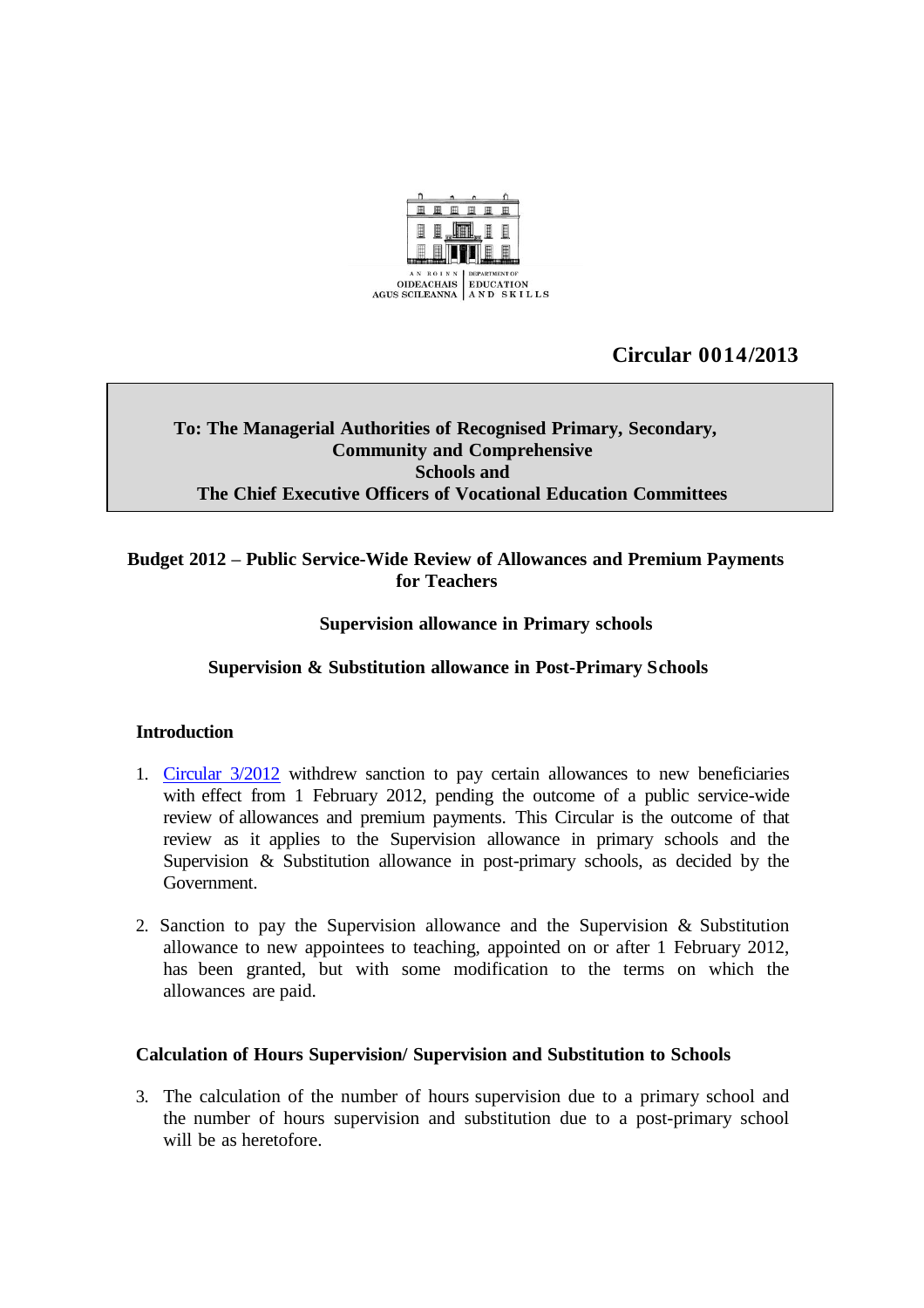AN ROINN OIDEACHAIS AGUS SCILEANNA | DEPARTMENT OF EDUCATION AND SKILLS

**Circular 0014/2013**

**To: The Managerial Authorities of Recognised Primary, Secondary, Community and Comprehensive Schools and The Chief Executive Officers of Vocational Education Committees**

## Budget 2012 – Public Service-Wide Review of Allowances and Premium Payments for Teachers

### Supervision allowance in Primary schools

### Supervision & Substitution allowance in Post-Primary Schools

### Introduction

1. Circular 3/2012 withdrew sanction to pay certain allowances to new beneficiaries with effect from 1 February 2012, pending the outcome of a public service-wide review of allowances and premium payments. This Circular is the outcome of that review as it applies to the Supervision allowance in primary schools and the Supervision & Substitution allowance in post-primary schools, as decided by the Government.

2. Sanction to pay the Supervision allowance and the Supervision & Substitution allowance to new appointees to teaching, appointed on or after 1 February 2012, has been granted, but with some modification to the terms on which the allowances are paid.

### Calculation of Hours Supervision/ Supervision and Substitution to Schools

3. The calculation of the number of hours supervision due to a primary school and the number of hours supervision and substitution due to a post-primary school will be as heretofore.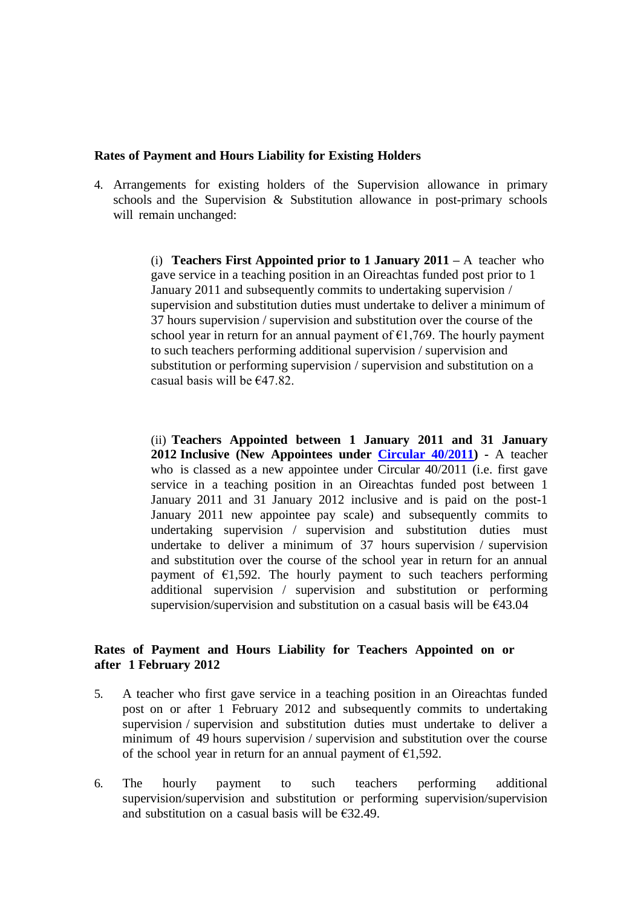**Rates of Payment and Hours Liability for Existing Holders**

4. Arrangements for existing holders of the Supervision allowance in primary schools and the Supervision & Substitution allowance in post-primary schools will remain unchanged:

   (i) **Teachers First Appointed prior to 1 January 2011 –** A teacher who gave service in a teaching position in an Oireachtas funded post prior to 1 January 2011 and subsequently commits to undertaking supervision / supervision and substitution duties must undertake to deliver a minimum of 37 hours supervision / supervision and substitution over the course of the school year in return for an annual payment of €1,769. The hourly payment to such teachers performing additional supervision / supervision and substitution or performing supervision / supervision and substitution on a casual basis will be €47.82.

   (ii) **Teachers Appointed between 1 January 2011 and 31 January 2012 Inclusive (New Appointees under Circular 40/2011) -** A teacher who is classed as a new appointee under Circular 40/2011 (i.e. first gave service in a teaching position in an Oireachtas funded post between 1 January 2011 and 31 January 2012 inclusive and is paid on the post-1 January 2011 new appointee pay scale) and subsequently commits to undertaking supervision / supervision and substitution duties must undertake to deliver a minimum of 37 hours supervision / supervision and substitution over the course of the school year in return for an annual payment of €1,592. The hourly payment to such teachers performing additional supervision / supervision and substitution or performing supervision/supervision and substitution on a casual basis will be €43.04

**Rates of Payment and Hours Liability for Teachers Appointed on or after 1 February 2012**

5. A teacher who first gave service in a teaching position in an Oireachtas funded post on or after 1 February 2012 and subsequently commits to undertaking supervision / supervision and substitution duties must undertake to deliver a minimum of 49 hours supervision / supervision and substitution over the course of the school year in return for an annual payment of €1,592.

6. The hourly payment to such teachers performing additional supervision/supervision and substitution or performing supervision/supervision and substitution on a casual basis will be €32.49.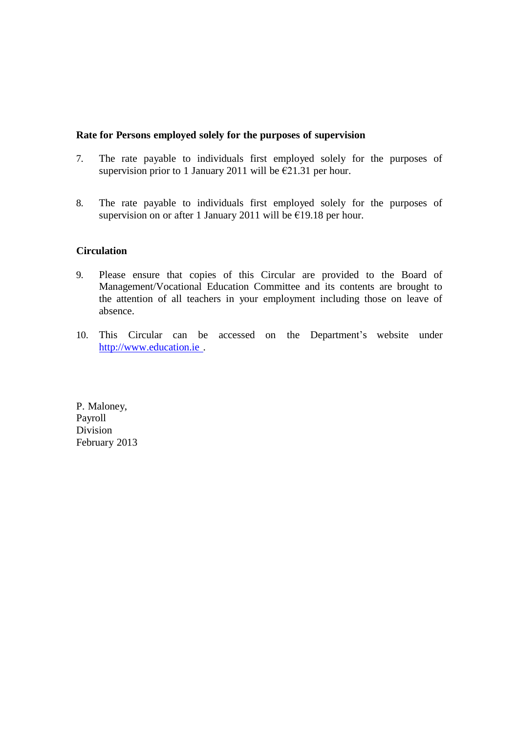**Rate for Persons employed solely for the purposes of supervision**

7. The rate payable to individuals first employed solely for the purposes of supervision prior to 1 January 2011 will be €21.31 per hour.

8. The rate payable to individuals first employed solely for the purposes of supervision on or after 1 January 2011 will be €19.18 per hour.

**Circulation**

9. Please ensure that copies of this Circular are provided to the Board of Management/Vocational Education Committee and its contents are brought to the attention of all teachers in your employment including those on leave of absence.

10. This Circular can be accessed on the Department's website under [http://www.education.ie](http://www.education.ie) .

P. Maloney,
Payroll
Division
February 2013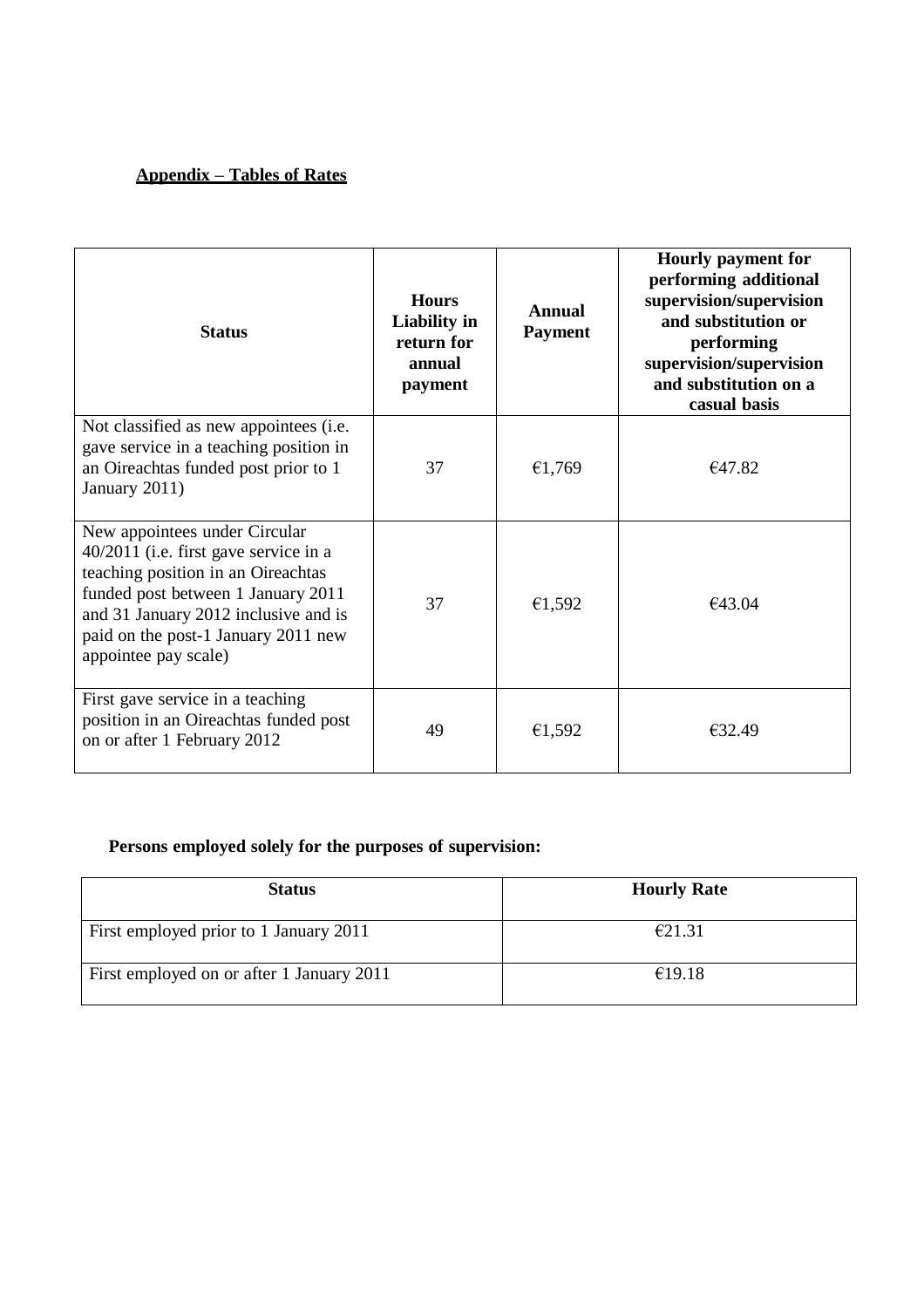**Appendix – Tables of Rates**

| Status | Hours Liability in return for annual payment | Annual Payment | Hourly payment for performing additional supervision/supervision and substitution or performing supervision/supervision and substitution on a casual basis |
|---|---|---|---|
| Not classified as new appointees (i.e. gave service in a teaching position in an Oireachtas funded post prior to 1 January 2011) | 37 | €1,769 | €47.82 |
| New appointees under Circular 40/2011 (i.e. first gave service in a teaching position in an Oireachtas funded post between 1 January 2011 and 31 January 2012 inclusive and is paid on the post-1 January 2011 new appointee pay scale) | 37 | €1,592 | €43.04 |
| First gave service in a teaching position in an Oireachtas funded post on or after 1 February 2012 | 49 | €1,592 | €32.49 |

**Persons employed solely for the purposes of supervision:**

| Status | Hourly Rate |
|---|---|
| First employed prior to 1 January 2011 | €21.31 |
| First employed on or after 1 January 2011 | €19.18 |